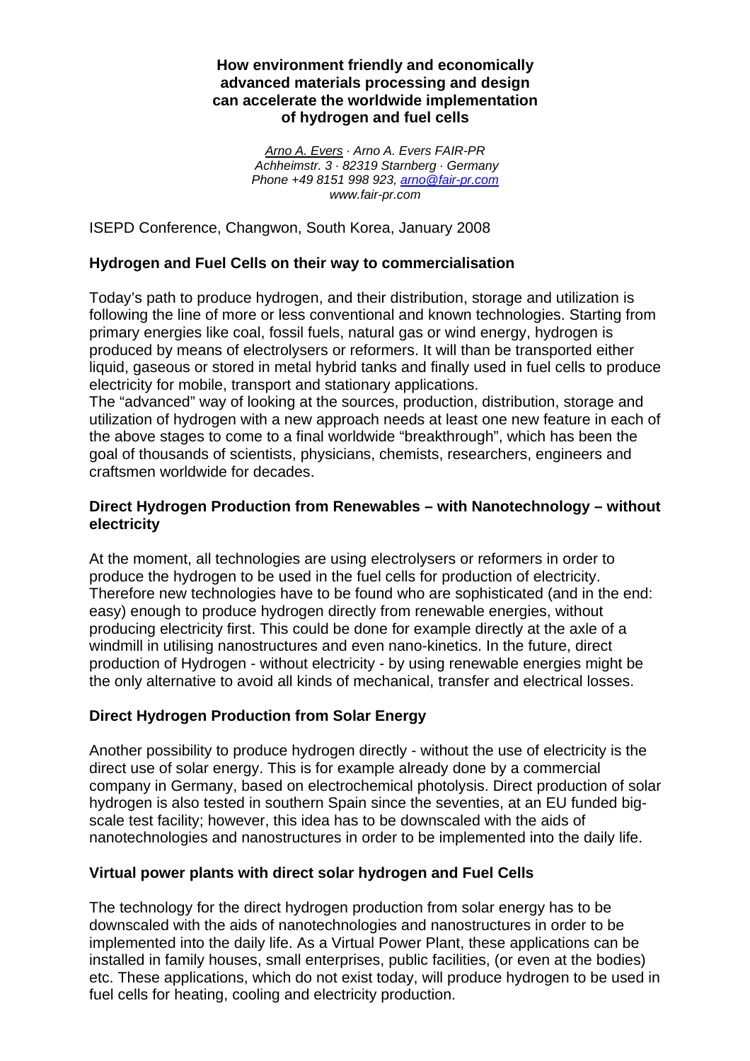# How environment friendly and economically advanced materials processing and design can accelerate the worldwide implementation of hydrogen and fuel cells

*Arno A. Evers · Arno A. Evers FAIR-PR*
*Achheimstr. 3 · 82319 Starnberg · Germany*
*Phone +49 8151 998 923, arno@fair-pr.com*
*www.fair-pr.com*

ISEPD Conference, Changwon, South Korea, January 2008

## Hydrogen and Fuel Cells on their way to commercialisation

Today's path to produce hydrogen, and their distribution, storage and utilization is following the line of more or less conventional and known technologies. Starting from primary energies like coal, fossil fuels, natural gas or wind energy, hydrogen is produced by means of electrolysers or reformers. It will than be transported either liquid, gaseous or stored in metal hybrid tanks and finally used in fuel cells to produce electricity for mobile, transport and stationary applications.
The "advanced" way of looking at the sources, production, distribution, storage and utilization of hydrogen with a new approach needs at least one new feature in each of the above stages to come to a final worldwide "breakthrough", which has been the goal of thousands of scientists, physicians, chemists, researchers, engineers and craftsmen worldwide for decades.

## Direct Hydrogen Production from Renewables – with Nanotechnology – without electricity

At the moment, all technologies are using electrolysers or reformers in order to produce the hydrogen to be used in the fuel cells for production of electricity. Therefore new technologies have to be found who are sophisticated (and in the end: easy) enough to produce hydrogen directly from renewable energies, without producing electricity first. This could be done for example directly at the axle of a windmill in utilising nanostructures and even nano-kinetics. In the future, direct production of Hydrogen - without electricity - by using renewable energies might be the only alternative to avoid all kinds of mechanical, transfer and electrical losses.

## Direct Hydrogen Production from Solar Energy

Another possibility to produce hydrogen directly - without the use of electricity is the direct use of solar energy. This is for example already done by a commercial company in Germany, based on electrochemical photolysis. Direct production of solar hydrogen is also tested in southern Spain since the seventies, at an EU funded big-scale test facility; however, this idea has to be downscaled with the aids of nanotechnologies and nanostructures in order to be implemented into the daily life.

## Virtual power plants with direct solar hydrogen and Fuel Cells

The technology for the direct hydrogen production from solar energy has to be downscaled with the aids of nanotechnologies and nanostructures in order to be implemented into the daily life. As a Virtual Power Plant, these applications can be installed in family houses, small enterprises, public facilities, (or even at the bodies) etc. These applications, which do not exist today, will produce hydrogen to be used in fuel cells for heating, cooling and electricity production.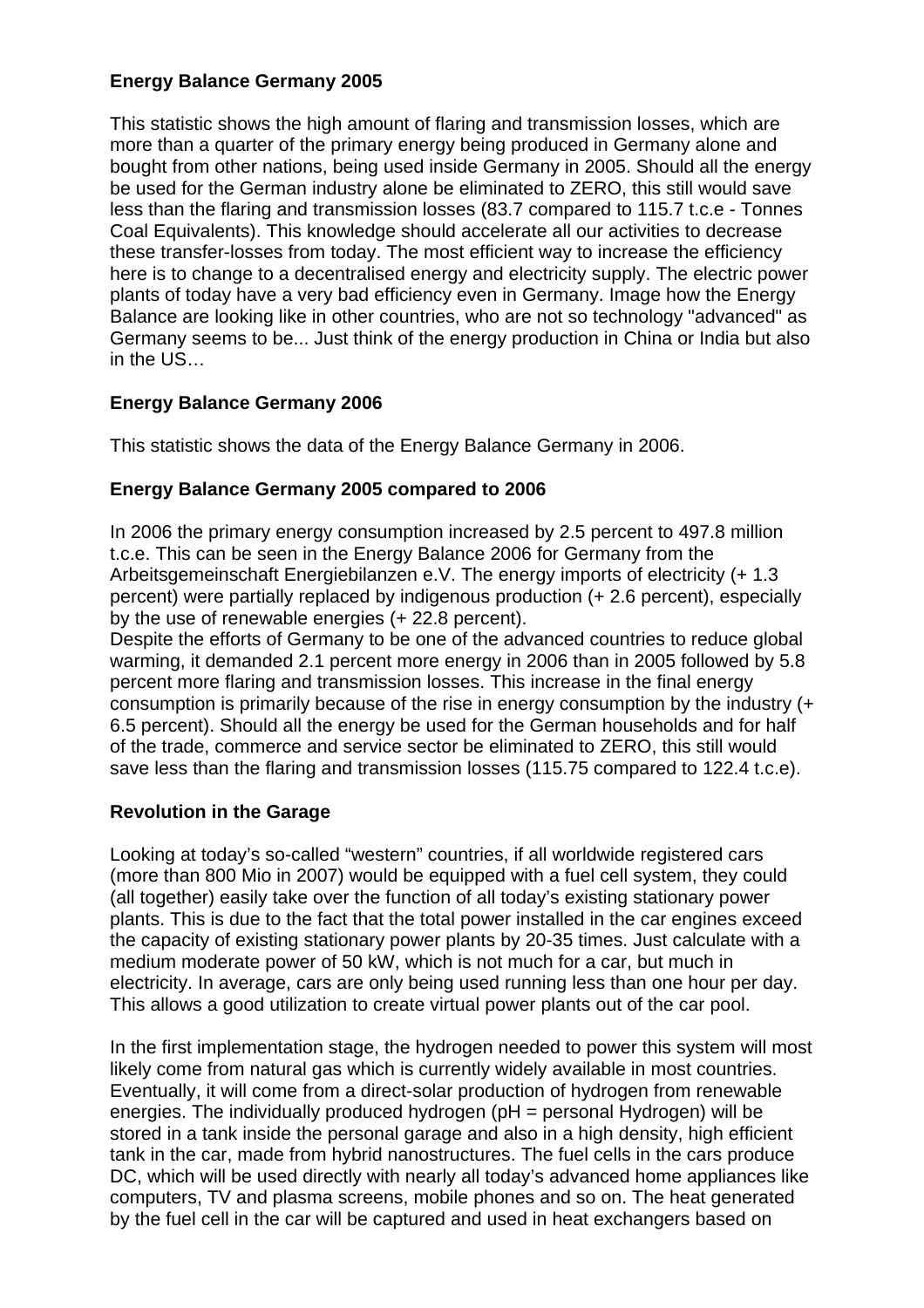### Energy Balance Germany 2005

This statistic shows the high amount of flaring and transmission losses, which are more than a quarter of the primary energy being produced in Germany alone and bought from other nations, being used inside Germany in 2005. Should all the energy be used for the German industry alone be eliminated to ZERO, this still would save less than the flaring and transmission losses (83.7 compared to 115.7 t.c.e - Tonnes Coal Equivalents). This knowledge should accelerate all our activities to decrease these transfer-losses from today. The most efficient way to increase the efficiency here is to change to a decentralised energy and electricity supply. The electric power plants of today have a very bad efficiency even in Germany. Image how the Energy Balance are looking like in other countries, who are not so technology "advanced" as Germany seems to be... Just think of the energy production in China or India but also in the US…

### Energy Balance Germany 2006

This statistic shows the data of the Energy Balance Germany in 2006.

### Energy Balance Germany 2005 compared to 2006

In 2006 the primary energy consumption increased by 2.5 percent to 497.8 million t.c.e. This can be seen in the Energy Balance 2006 for Germany from the Arbeitsgemeinschaft Energiebilanzen e.V. The energy imports of electricity (+ 1.3 percent) were partially replaced by indigenous production (+ 2.6 percent), especially by the use of renewable energies (+ 22.8 percent).
Despite the efforts of Germany to be one of the advanced countries to reduce global warming, it demanded 2.1 percent more energy in 2006 than in 2005 followed by 5.8 percent more flaring and transmission losses. This increase in the final energy consumption is primarily because of the rise in energy consumption by the industry (+ 6.5 percent). Should all the energy be used for the German households and for half of the trade, commerce and service sector be eliminated to ZERO, this still would save less than the flaring and transmission losses (115.75 compared to 122.4 t.c.e).

### Revolution in the Garage

Looking at today's so-called "western" countries, if all worldwide registered cars (more than 800 Mio in 2007) would be equipped with a fuel cell system, they could (all together) easily take over the function of all today's existing stationary power plants. This is due to the fact that the total power installed in the car engines exceed the capacity of existing stationary power plants by 20-35 times. Just calculate with a medium moderate power of 50 kW, which is not much for a car, but much in electricity. In average, cars are only being used running less than one hour per day. This allows a good utilization to create virtual power plants out of the car pool.

In the first implementation stage, the hydrogen needed to power this system will most likely come from natural gas which is currently widely available in most countries. Eventually, it will come from a direct-solar production of hydrogen from renewable energies. The individually produced hydrogen (pH = personal Hydrogen) will be stored in a tank inside the personal garage and also in a high density, high efficient tank in the car, made from hybrid nanostructures. The fuel cells in the cars produce DC, which will be used directly with nearly all today's advanced home appliances like computers, TV and plasma screens, mobile phones and so on. The heat generated by the fuel cell in the car will be captured and used in heat exchangers based on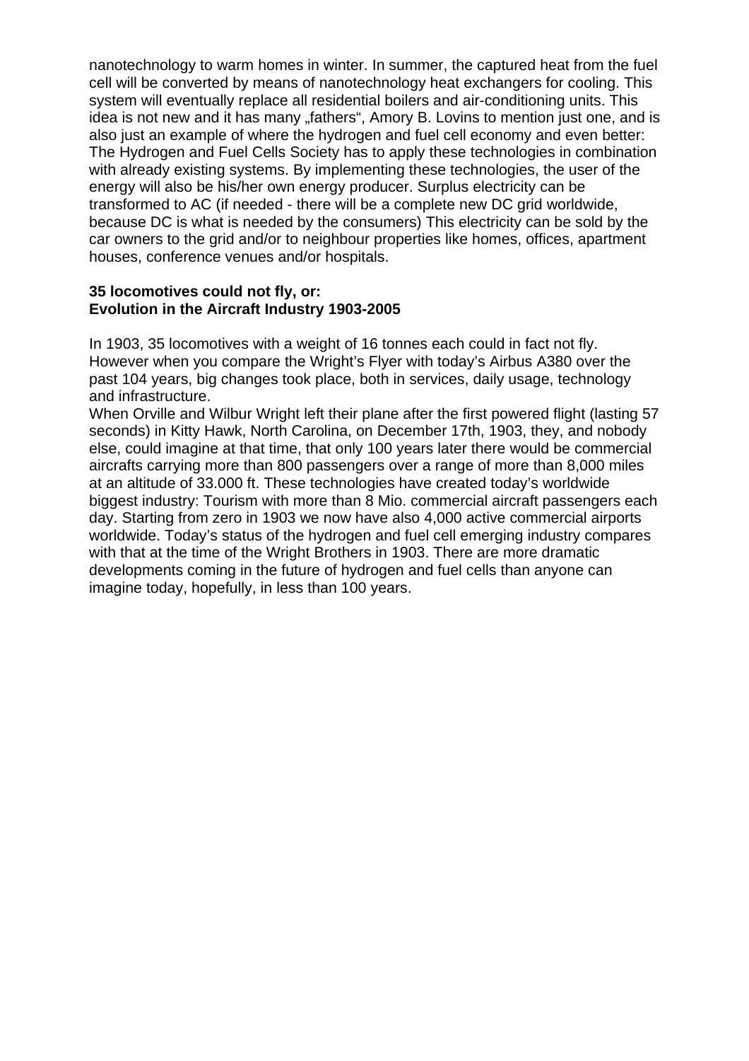nanotechnology to warm homes in winter. In summer, the captured heat from the fuel cell will be converted by means of nanotechnology heat exchangers for cooling. This system will eventually replace all residential boilers and air-conditioning units. This idea is not new and it has many „fathers“, Amory B. Lovins to mention just one, and is also just an example of where the hydrogen and fuel cell economy and even better: The Hydrogen and Fuel Cells Society has to apply these technologies in combination with already existing systems. By implementing these technologies, the user of the energy will also be his/her own energy producer. Surplus electricity can be transformed to AC (if needed - there will be a complete new DC grid worldwide, because DC is what is needed by the consumers) This electricity can be sold by the car owners to the grid and/or to neighbour properties like homes, offices, apartment houses, conference venues and/or hospitals.

**35 locomotives could not fly, or:**
**Evolution in the Aircraft Industry 1903-2005**

In 1903, 35 locomotives with a weight of 16 tonnes each could in fact not fly. However when you compare the Wright's Flyer with today's Airbus A380 over the past 104 years, big changes took place, both in services, daily usage, technology and infrastructure.
When Orville and Wilbur Wright left their plane after the first powered flight (lasting 57 seconds) in Kitty Hawk, North Carolina, on December 17th, 1903, they, and nobody else, could imagine at that time, that only 100 years later there would be commercial aircrafts carrying more than 800 passengers over a range of more than 8,000 miles at an altitude of 33.000 ft. These technologies have created today's worldwide biggest industry: Tourism with more than 8 Mio. commercial aircraft passengers each day. Starting from zero in 1903 we now have also 4,000 active commercial airports worldwide. Today's status of the hydrogen and fuel cell emerging industry compares with that at the time of the Wright Brothers in 1903. There are more dramatic developments coming in the future of hydrogen and fuel cells than anyone can imagine today, hopefully, in less than 100 years.